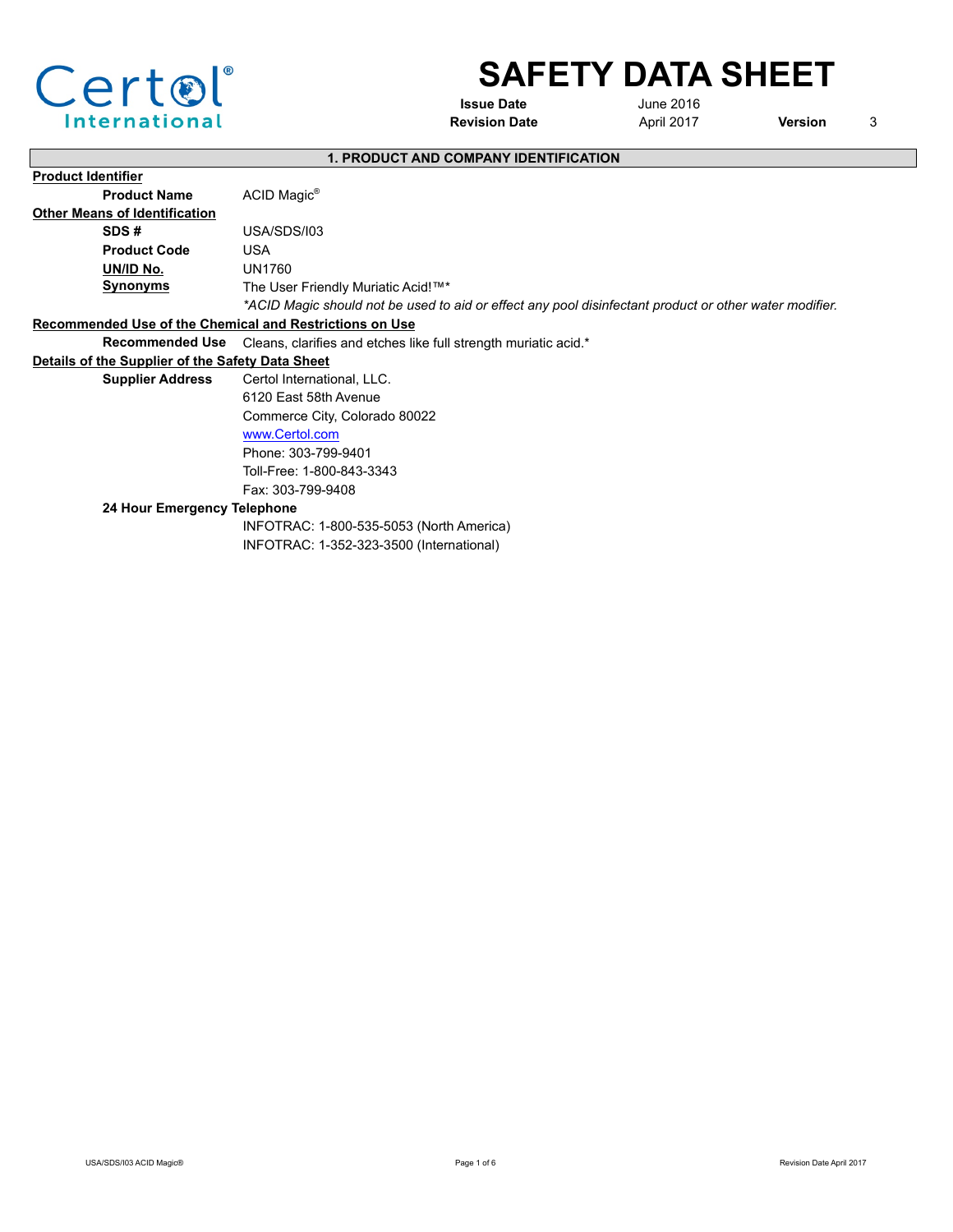Certol International

# SAFETY DATA SHEET

**Issue Date** June 2016
**Revision Date** April 2017 **Version** 3

## 1. PRODUCT AND COMPANY IDENTIFICATION

**Product Identifier**

**Product Name** ACID Magic®

**Other Means of Identification**

**SDS #** USA/SDS/I03

**Product Code** USA

**UN/ID No.** UN1760

**Synonyms** The User Friendly Muriatic Acid!™*

*\*ACID Magic should not be used to aid or effect any pool disinfectant product or other water modifier.*

**Recommended Use of the Chemical and Restrictions on Use**

**Recommended Use** Cleans, clarifies and etches like full strength muriatic acid.*

**Details of the Supplier of the Safety Data Sheet**

**Supplier Address**
Certol International, LLC.
6120 East 58th Avenue
Commerce City, Colorado 80022
www.Certol.com
Phone: 303-799-9401
Toll-Free: 1-800-843-3343
Fax: 303-799-9408

**24 Hour Emergency Telephone**
INFOTRAC: 1-800-535-5053 (North America)
INFOTRAC: 1-352-323-3500 (International)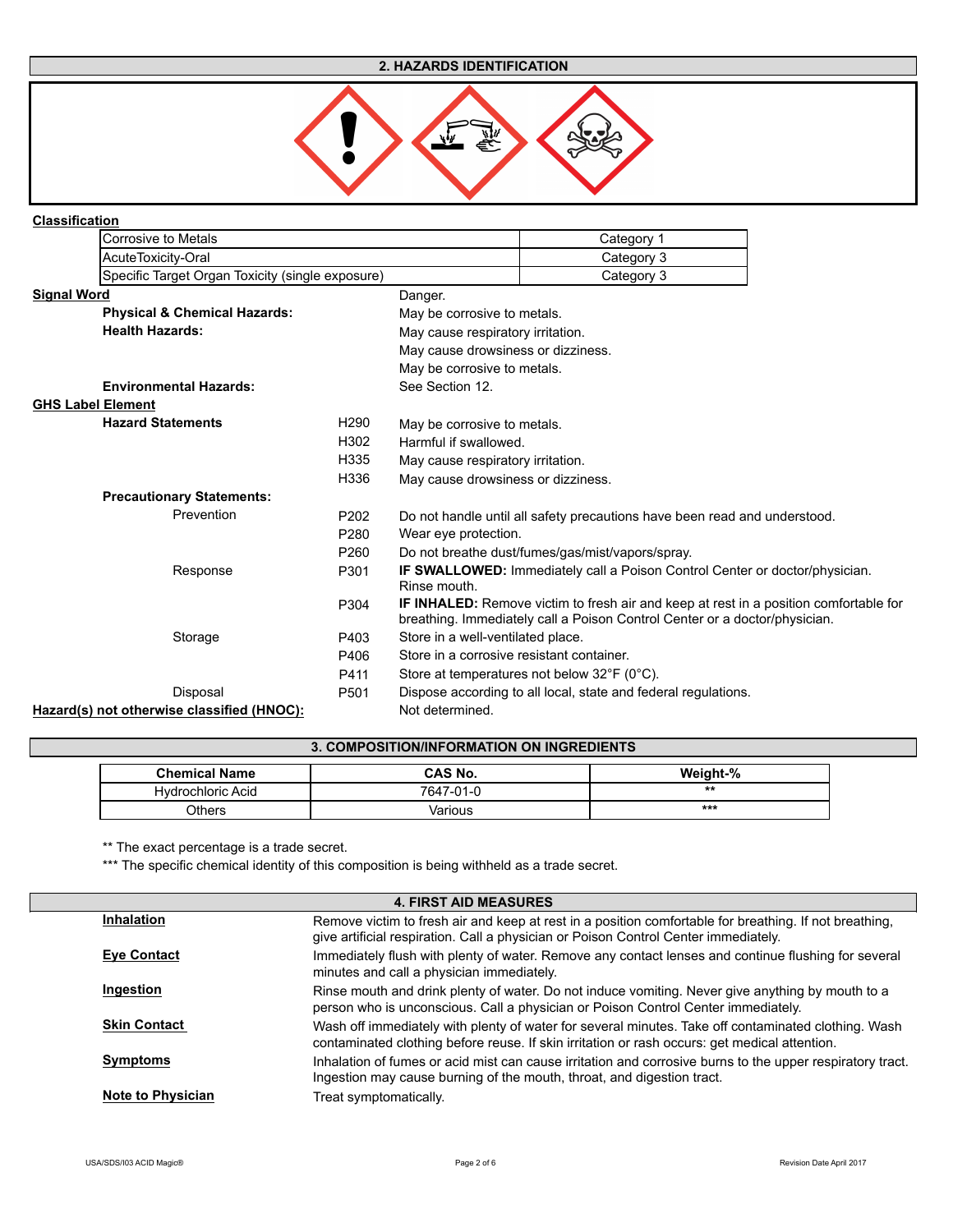## 2. HAZARDS IDENTIFICATION

**Classification**

| | |
|---|---|
| Corrosive to Metals | Category 1 |
| AcuteToxicity-Oral | Category 3 |
| Specific Target Organ Toxicity (single exposure) | Category 3 |

**Signal Word** Danger.

**Physical & Chemical Hazards:** May be corrosive to metals.

**Health Hazards:** May cause respiratory irritation.
May cause drowsiness or dizziness.
May be corrosive to metals.

**Environmental Hazards:** See Section 12.

**GHS Label Element**

**Hazard Statements**

| | |
|---|---|
| H290 | May be corrosive to metals. |
| H302 | Harmful if swallowed. |
| H335 | May cause respiratory irritation. |
| H336 | May cause drowsiness or dizziness. |

**Precautionary Statements:**

| | | |
|---|---|---|
| Prevention | P202 | Do not handle until all safety precautions have been read and understood. |
| | P280 | Wear eye protection. |
| | P260 | Do not breathe dust/fumes/gas/mist/vapors/spray. |
| Response | P301 | **IF SWALLOWED:** Immediately call a Poison Control Center or doctor/physician. Rinse mouth. |
| | P304 | **IF INHALED:** Remove victim to fresh air and keep at rest in a position comfortable for breathing. Immediately call a Poison Control Center or a doctor/physician. |
| Storage | P403 | Store in a well-ventilated place. |
| | P406 | Store in a corrosive resistant container. |
| | P411 | Store at temperatures not below 32°F (0°C). |
| Disposal | P501 | Dispose according to all local, state and federal regulations. |

**Hazard(s) not otherwise classified (HNOC):** Not determined.

## 3. COMPOSITION/INFORMATION ON INGREDIENTS

| Chemical Name | CAS No. | Weight-% |
|---|---|---|
| Hydrochloric Acid | 7647-01-0 | ** |
| Others | Various | *** |

** The exact percentage is a trade secret.

*** The specific chemical identity of this composition is being withheld as a trade secret.

## 4. FIRST AID MEASURES

**Inhalation** Remove victim to fresh air and keep at rest in a position comfortable for breathing. If not breathing, give artificial respiration. Call a physician or Poison Control Center immediately.

**Eye Contact** Immediately flush with plenty of water. Remove any contact lenses and continue flushing for several minutes and call a physician immediately.

**Ingestion** Rinse mouth and drink plenty of water. Do not induce vomiting. Never give anything by mouth to a person who is unconscious. Call a physician or Poison Control Center immediately.

**Skin Contact** Wash off immediately with plenty of water for several minutes. Take off contaminated clothing. Wash contaminated clothing before reuse. If skin irritation or rash occurs: get medical attention.

**Symptoms** Inhalation of fumes or acid mist can cause irritation and corrosive burns to the upper respiratory tract. Ingestion may cause burning of the mouth, throat, and digestion tract.

**Note to Physician** Treat symptomatically.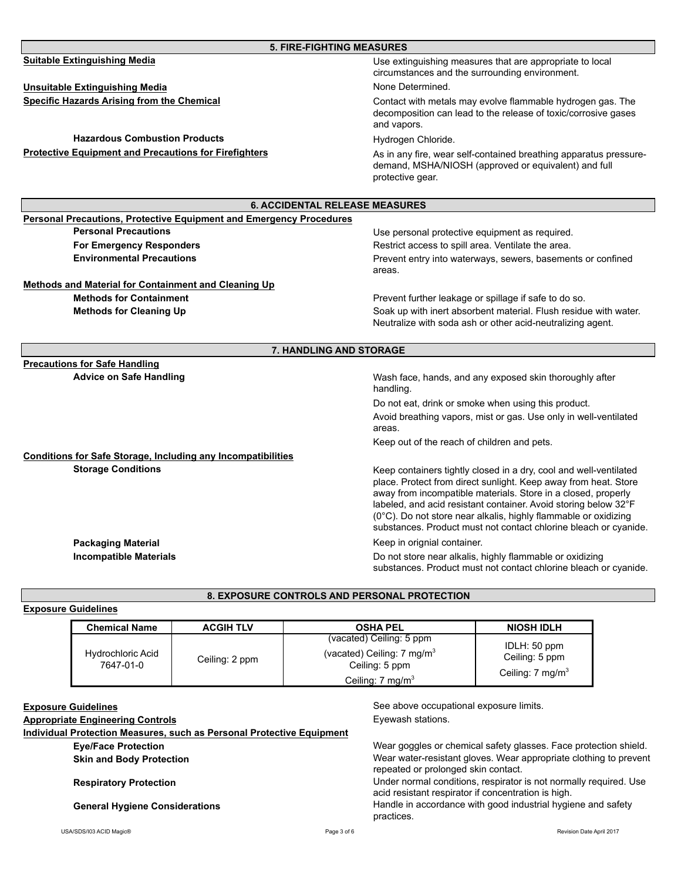## 5. FIRE-FIGHTING MEASURES

**Suitable Extinguishing Media**
Use extinguishing measures that are appropriate to local circumstances and the surrounding environment.

**Unsuitable Extinguishing Media**
None Determined.

**Specific Hazards Arising from the Chemical**
Contact with metals may evolve flammable hydrogen gas. The decomposition can lead to the release of toxic/corrosive gases and vapors.

**Hazardous Combustion Products**
Hydrogen Chloride.

**Protective Equipment and Precautions for Firefighters**
As in any fire, wear self-contained breathing apparatus pressure-demand, MSHA/NIOSH (approved or equivalent) and full protective gear.

## 6. ACCIDENTAL RELEASE MEASURES

**Personal Precautions, Protective Equipment and Emergency Procedures**

**Personal Precautions**
Use personal protective equipment as required.

**For Emergency Responders**
Restrict access to spill area. Ventilate the area.

**Environmental Precautions**
Prevent entry into waterways, sewers, basements or confined areas.

**Methods and Material for Containment and Cleaning Up**

**Methods for Containment**
Prevent further leakage or spillage if safe to do so.

**Methods for Cleaning Up**
Soak up with inert absorbent material. Flush residue with water. Neutralize with soda ash or other acid-neutralizing agent.

## 7. HANDLING AND STORAGE

**Precautions for Safe Handling**

**Advice on Safe Handling**
Wash face, hands, and any exposed skin thoroughly after handling.

Do not eat, drink or smoke when using this product.

Avoid breathing vapors, mist or gas. Use only in well-ventilated areas.

Keep out of the reach of children and pets.

**Conditions for Safe Storage, Including any Incompatibilities**

**Storage Conditions**
Keep containers tightly closed in a dry, cool and well-ventilated place. Protect from direct sunlight. Keep away from heat. Store away from incompatible materials. Store in a closed, properly labeled, and acid resistant container. Avoid storing below 32°F (0°C). Do not store near alkalis, highly flammable or oxidizing substances. Product must not contact chlorine bleach or cyanide.

**Packaging Material**
Keep in orignial container.

**Incompatible Materials**
Do not store near alkalis, highly flammable or oxidizing substances. Product must not contact chlorine bleach or cyanide.

## 8. EXPOSURE CONTROLS AND PERSONAL PROTECTION

**Exposure Guidelines**

| Chemical Name | ACGIH TLV | OSHA PEL | NIOSH IDLH |
|---|---|---|---|
| Hydrochloric Acid 7647-01-0 | Ceiling: 2 ppm | (vacated) Ceiling: 5 ppm<br>(vacated) Ceiling: 7 mg/m$^3$<br>Ceiling: 5 ppm<br>Ceiling: 7 mg/m$^3$ | IDLH: 50 ppm<br>Ceiling: 5 ppm<br>Ceiling: 7 mg/m$^3$ |

**Exposure Guidelines**
See above occupational exposure limits.

**Appropriate Engineering Controls**
Eyewash stations.

**Individual Protection Measures, such as Personal Protective Equipment**

**Eye/Face Protection**
Wear goggles or chemical safety glasses. Face protection shield.

**Skin and Body Protection**
Wear water-resistant gloves. Wear appropriate clothing to prevent repeated or prolonged skin contact.

**Respiratory Protection**
Under normal conditions, respirator is not normally required. Use acid resistant respirator if concentration is high.

**General Hygiene Considerations**
Handle in accordance with good industrial hygiene and safety practices.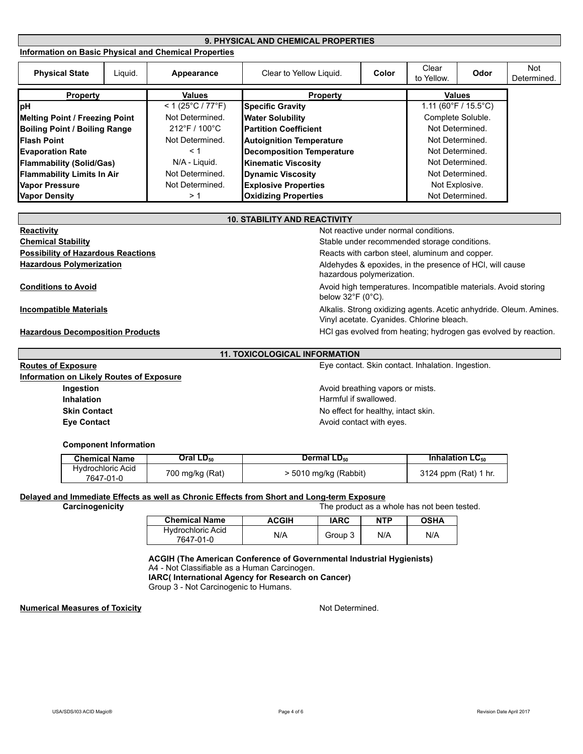## 9. PHYSICAL AND CHEMICAL PROPERTIES

**Information on Basic Physical and Chemical Properties**

| Physical State | Liquid. | Appearance | Clear to Yellow Liquid. | Color | Clear to Yellow. | Odor | Not Determined. |
|---|---|---|---|---|---|---|---|

| Property | Values | Property | Values |
|---|---|---|---|
| **pH** | < 1 (25°C / 77°F) | **Specific Gravity** | 1.11 (60°F / 15.5°C) |
| **Melting Point / Freezing Point** | Not Determined. | **Water Solubility** | Complete Soluble. |
| **Boiling Point / Boiling Range** | 212°F / 100°C | **Partition Coefficient** | Not Determined. |
| **Flash Point** | Not Determined. | **Autoignition Temperature** | Not Determined. |
| **Evaporation Rate** | < 1 | **Decomposition Temperature** | Not Determined. |
| **Flammability (Solid/Gas)** | N/A - Liquid. | **Kinematic Viscosity** | Not Determined. |
| **Flammability Limits In Air** | Not Determined. | **Dynamic Viscosity** | Not Determined. |
| **Vapor Pressure** | Not Determined. | **Explosive Properties** | Not Explosive. |
| **Vapor Density** | > 1 | **Oxidizing Properties** | Not Determined. |

## 10. STABILITY AND REACTIVITY

**Reactivity**: Not reactive under normal conditions.

**Chemical Stability**: Stable under recommended storage conditions.

**Possibility of Hazardous Reactions**: Reacts with carbon steel, aluminum and copper.

**Hazardous Polymerization**: Aldehydes & epoxides, in the presence of HCl, will cause hazardous polymerization.

**Conditions to Avoid**: Avoid high temperatures. Incompatible materials. Avoid storing below 32°F (0°C).

**Incompatible Materials**: Alkalis. Strong oxidizing agents. Acetic anhydride. Oleum. Amines. Vinyl acetate. Cyanides. Chlorine bleach.

**Hazardous Decomposition Products**: HCl gas evolved from heating; hydrogen gas evolved by reaction.

## 11. TOXICOLOGICAL INFORMATION

**Routes of Exposure**: Eye contact. Skin contact. Inhalation. Ingestion.

**Information on Likely Routes of Exposure**

- **Ingestion**: Avoid breathing vapors or mists.
- **Inhalation**: Harmful if swallowed.
- **Skin Contact**: No effect for healthy, intact skin.
- **Eye Contact**: Avoid contact with eyes.

**Component Information**

| Chemical Name | Oral $LD_{50}$ | Dermal $LD_{50}$ | Inhalation $LC_{50}$ |
|---|---|---|---|
| Hydrochloric Acid 7647-01-0 | 700 mg/kg (Rat) | > 5010 mg/kg (Rabbit) | 3124 ppm (Rat) 1 hr. |

**Delayed and Immediate Effects as well as Chronic Effects from Short and Long-term Exposure**

**Carcinogenicity**: The product as a whole has not been tested.

| Chemical Name | ACGIH | IARC | NTP | OSHA |
|---|---|---|---|---|
| Hydrochloric Acid 7647-01-0 | N/A | Group 3 | N/A | N/A |

**ACGIH (The American Conference of Governmental Industrial Hygienists)**
A4 - Not Classifiable as a Human Carcinogen.
**IARC( International Agency for Research on Cancer)**
Group 3 - Not Carcinogenic to Humans.

**Numerical Measures of Toxicity**: Not Determined.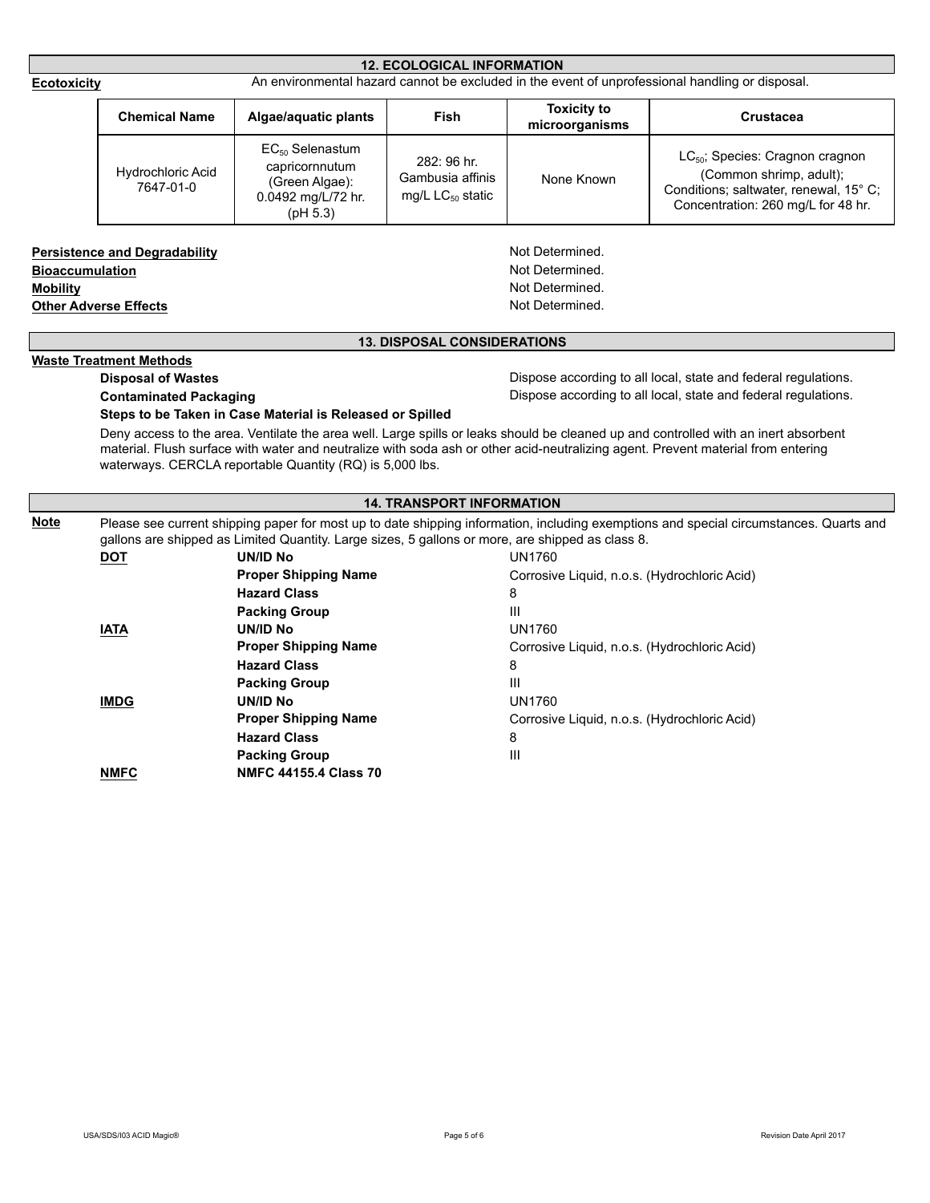## 12. ECOLOGICAL INFORMATION

**Ecotoxicity** An environmental hazard cannot be excluded in the event of unprofessional handling or disposal.

| Chemical Name | Algae/aquatic plants | Fish | Toxicity to microorganisms | Crustacea |
|---|---|---|---|---|
| Hydrochloric Acid 7647-01-0 | $EC_{50}$ Selenastum capricornnutum (Green Algae): 0.0492 mg/L/72 hr. (pH 5.3) | 282: 96 hr. Gambusia affinis mg/L $LC_{50}$ static | None Known | $LC_{50}$; Species: Cragnon cragnon (Common shrimp, adult); Conditions; saltwater, renewal, 15° C; Concentration: 260 mg/L for 48 hr. |

**Persistence and Degradability** Not Determined.
**Bioaccumulation** Not Determined.
**Mobility** Not Determined.
**Other Adverse Effects** Not Determined.

## 13. DISPOSAL CONSIDERATIONS

**Waste Treatment Methods**

**Disposal of Wastes** Dispose according to all local, state and federal regulations.
**Contaminated Packaging** Dispose according to all local, state and federal regulations.

**Steps to be Taken in Case Material is Released or Spilled**

Deny access to the area. Ventilate the area well. Large spills or leaks should be cleaned up and controlled with an inert absorbent material. Flush surface with water and neutralize with soda ash or other acid-neutralizing agent. Prevent material from entering waterways. CERCLA reportable Quantity (RQ) is 5,000 lbs.

## 14. TRANSPORT INFORMATION

**Note** Please see current shipping paper for most up to date shipping information, including exemptions and special circumstances. Quarts and gallons are shipped as Limited Quantity. Large sizes, 5 gallons or more, are shipped as class 8.

**DOT**
- **UN/ID No** UN1760
- **Proper Shipping Name** Corrosive Liquid, n.o.s. (Hydrochloric Acid)
- **Hazard Class** 8
- **Packing Group** III

**IATA**
- **UN/ID No** UN1760
- **Proper Shipping Name** Corrosive Liquid, n.o.s. (Hydrochloric Acid)
- **Hazard Class** 8
- **Packing Group** III

**IMDG**
- **UN/ID No** UN1760
- **Proper Shipping Name** Corrosive Liquid, n.o.s. (Hydrochloric Acid)
- **Hazard Class** 8
- **Packing Group** III

**NMFC** **NMFC 44155.4 Class 70**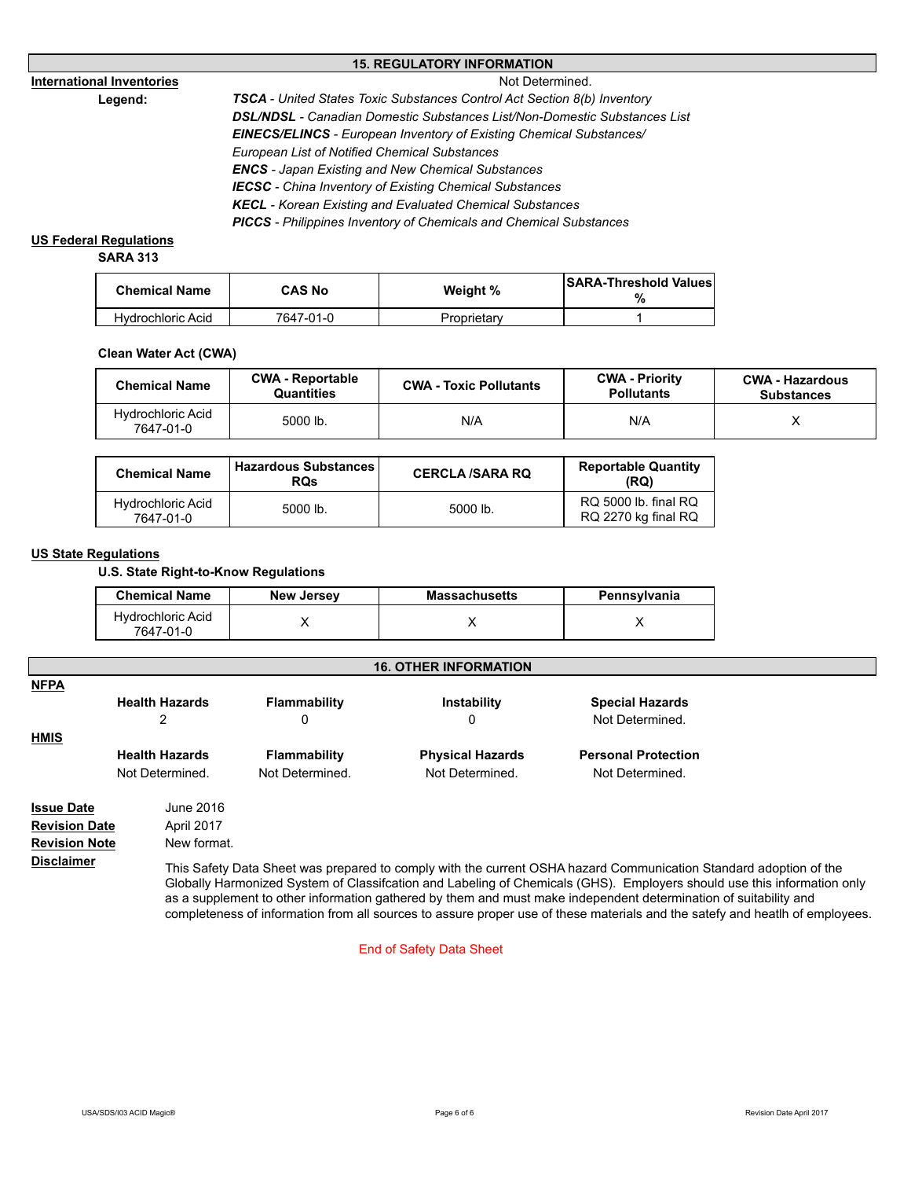## 15. REGULATORY INFORMATION

**International Inventories** Not Determined.

**Legend:**

***TSCA*** *- United States Toxic Substances Control Act Section 8(b) Inventory*
***DSL/NDSL*** *- Canadian Domestic Substances List/Non-Domestic Substances List*
***EINECS/ELINCS*** *- European Inventory of Existing Chemical Substances/ European List of Notified Chemical Substances*
***ENCS*** *- Japan Existing and New Chemical Substances*
***IECSC*** *- China Inventory of Existing Chemical Substances*
***KECL*** *- Korean Existing and Evaluated Chemical Substances*
***PICCS*** *- Philippines Inventory of Chemicals and Chemical Substances*

**US Federal Regulations**

**SARA 313**

| Chemical Name | CAS No | Weight % | SARA-Threshold Values % |
|---|---|---|---|
| Hydrochloric Acid | 7647-01-0 | Proprietary | 1 |

**Clean Water Act (CWA)**

| Chemical Name | CWA - Reportable Quantities | CWA - Toxic Pollutants | CWA - Priority Pollutants | CWA - Hazardous Substances |
|---|---|---|---|---|
| Hydrochloric Acid 7647-01-0 | 5000 lb. | N/A | N/A | X |

| Chemical Name | Hazardous Substances RQs | CERCLA /SARA RQ | Reportable Quantity (RQ) |
|---|---|---|---|
| Hydrochloric Acid 7647-01-0 | 5000 lb. | 5000 lb. | RQ 5000 lb. final RQ RQ 2270 kg final RQ |

**US State Regulations**

**U.S. State Right-to-Know Regulations**

| Chemical Name | New Jersey | Massachusetts | Pennsylvania |
|---|---|---|---|
| Hydrochloric Acid 7647-01-0 | X | X | X |

## 16. OTHER INFORMATION

**NFPA**

| Health Hazards | Flammability | Instability | Special Hazards |
|---|---|---|---|
| 2 | 0 | 0 | Not Determined. |

**HMIS**

| Health Hazards | Flammability | Physical Hazards | Personal Protection |
|---|---|---|---|
| Not Determined. | Not Determined. | Not Determined. | Not Determined. |

**Issue Date** June 2016

**Revision Date** April 2017

**Revision Note** New format.

**Disclaimer**

This Safety Data Sheet was prepared to comply with the current OSHA hazard Communication Standard adoption of the Globally Harmonized System of Classifcation and Labeling of Chemicals (GHS). Employers should use this information only as a supplement to other information gathered by them and must make independent determination of suitability and completeness of information from all sources to assure proper use of these materials and the satefy and heatlh of employees.

End of Safety Data Sheet